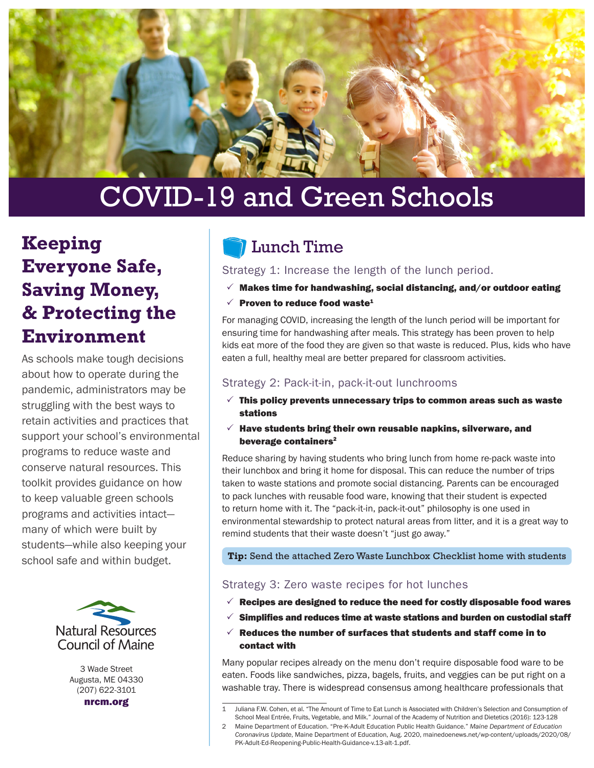# COVID-19 and Green Schools

## Keeping Everyone Safe, Saving Money, & Protecting the Environment

As schools make tough decisions about how to operate during the pandemic, administrators may be struggling with the best ways to retain activities and practices that support your school's environmental programs to reduce waste and conserve natural resources. This toolkit provides guidance on how to keep valuable green schools programs and activities intact—many of which were built by students—while also keeping your school safe and within budget.

Natural Resources Council of Maine

3 Wade Street
Augusta, ME 04330
(207) 622-3101
**nrcm.org**

## Lunch Time

### Strategy 1: Increase the length of the lunch period.

- ✓ **Makes time for handwashing, social distancing, and/or outdoor eating**
- ✓ **Proven to reduce food waste[1]**

For managing COVID, increasing the length of the lunch period will be important for ensuring time for handwashing after meals. This strategy has been proven to help kids eat more of the food they are given so that waste is reduced. Plus, kids who have eaten a full, healthy meal are better prepared for classroom activities.

### Strategy 2: Pack-it-in, pack-it-out lunchrooms

- ✓ **This policy prevents unnecessary trips to common areas such as waste stations**
- ✓ **Have students bring their own reusable napkins, silverware, and beverage containers[2]**

Reduce sharing by having students who bring lunch from home re-pack waste into their lunchbox and bring it home for disposal. This can reduce the number of trips taken to waste stations and promote social distancing. Parents can be encouraged to pack lunches with reusable food ware, knowing that their student is expected to return home with it. The "pack-it-in, pack-it-out" philosophy is one used in environmental stewardship to protect natural areas from litter, and it is a great way to remind students that their waste doesn't "just go away."

**Tip:** Send the attached Zero Waste Lunchbox Checklist home with students

### Strategy 3: Zero waste recipes for hot lunches

- ✓ **Recipes are designed to reduce the need for costly disposable food wares**
- ✓ **Simplifies and reduces time at waste stations and burden on custodial staff**
- ✓ **Reduces the number of surfaces that students and staff come in to contact with**

Many popular recipes already on the menu don't require disposable food ware to be eaten. Foods like sandwiches, pizza, bagels, fruits, and veggies can be put right on a washable tray. There is widespread consensus among healthcare professionals that

---

1 Juliana F.W. Cohen, et al. "The Amount of Time to Eat Lunch is Associated with Children's Selection and Consumption of School Meal Entrée, Fruits, Vegetable, and Milk." Journal of the Academy of Nutrition and Dietetics (2016): 123-128

2 Maine Department of Education. "Pre-K-Adult Education Public Health Guidance." *Maine Department of Education Coronavirus Update*, Maine Department of Education, Aug. 2020, mainedoenews.net/wp-content/uploads/2020/08/PK-Adult-Ed-Reopening-Public-Health-Guidance-v.13-alt-1.pdf.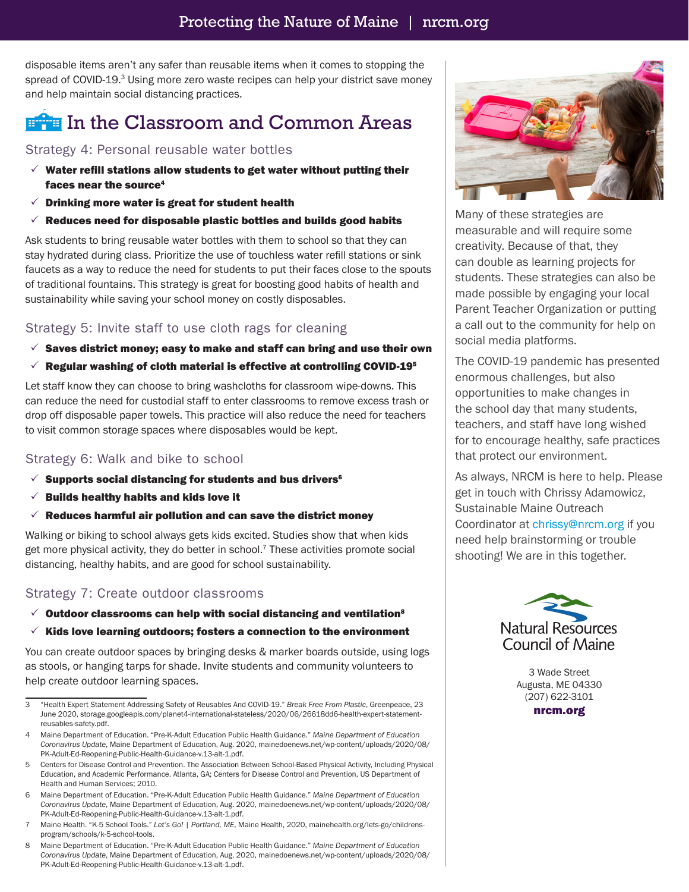disposable items aren't any safer than reusable items when it comes to stopping the spread of COVID-19.[3] Using more zero waste recipes can help your district save money and help maintain social distancing practices.

## In the Classroom and Common Areas

### Strategy 4: Personal reusable water bottles

- ✓ **Water refill stations allow students to get water without putting their faces near the source[4]**
- ✓ **Drinking more water is great for student health**
- ✓ **Reduces need for disposable plastic bottles and builds good habits**

Ask students to bring reusable water bottles with them to school so that they can stay hydrated during class. Prioritize the use of touchless water refill stations or sink faucets as a way to reduce the need for students to put their faces close to the spouts of traditional fountains. This strategy is great for boosting good habits of health and sustainability while saving your school money on costly disposables.

### Strategy 5: Invite staff to use cloth rags for cleaning

- ✓ **Saves district money; easy to make and staff can bring and use their own**
- ✓ **Regular washing of cloth material is effective at controlling COVID-19[5]**

Let staff know they can choose to bring washcloths for classroom wipe-downs. This can reduce the need for custodial staff to enter classrooms to remove excess trash or drop off disposable paper towels. This practice will also reduce the need for teachers to visit common storage spaces where disposables would be kept.

### Strategy 6: Walk and bike to school

- ✓ **Supports social distancing for students and bus drivers[6]**
- ✓ **Builds healthy habits and kids love it**
- ✓ **Reduces harmful air pollution and can save the district money**

Walking or biking to school always gets kids excited. Studies show that when kids get more physical activity, they do better in school.[7] These activities promote social distancing, healthy habits, and are good for school sustainability.

### Strategy 7: Create outdoor classrooms

- ✓ **Outdoor classrooms can help with social distancing and ventilation[8]**
- ✓ **Kids love learning outdoors; fosters a connection to the environment**

You can create outdoor spaces by bringing desks & marker boards outside, using logs as stools, or hanging tarps for shade. Invite students and community volunteers to help create outdoor learning spaces.

Many of these strategies are measurable and will require some creativity. Because of that, they can double as learning projects for students. These strategies can also be made possible by engaging your local Parent Teacher Organization or putting a call out to the community for help on social media platforms.

The COVID-19 pandemic has presented enormous challenges, but also opportunities to make changes in the school day that many students, teachers, and staff have long wished for to encourage healthy, safe practices that protect our environment.

As always, NRCM is here to help. Please get in touch with Chrissy Adamowicz, Sustainable Maine Outreach Coordinator at chrissy@nrcm.org if you need help brainstorming or trouble shooting! We are in this together.

Natural Resources Council of Maine

3 Wade Street
Augusta, ME 04330
(207) 622-3101
**nrcm.org**

---

3 "Health Expert Statement Addressing Safety of Reusables And COVID-19." *Break Free From Plastic*, Greenpeace, 23 June 2020, storage.googleapis.com/planet4-international-stateless/2020/06/26618dd6-health-expert-statement-reusables-safety.pdf.

4 Maine Department of Education. "Pre-K-Adult Education Public Health Guidance." *Maine Department of Education Coronavirus Update*, Maine Department of Education, Aug. 2020, mainedoenews.net/wp-content/uploads/2020/08/PK-Adult-Ed-Reopening-Public-Health-Guidance-v.13-alt-1.pdf.

5 Centers for Disease Control and Prevention. The Association Between School-Based Physical Activity, Including Physical Education, and Academic Performance. Atlanta, GA; Centers for Disease Control and Prevention, US Department of Health and Human Services; 2010.

6 Maine Department of Education. "Pre-K-Adult Education Public Health Guidance." *Maine Department of Education Coronavirus Update*, Maine Department of Education, Aug. 2020, mainedoenews.net/wp-content/uploads/2020/08/PK-Adult-Ed-Reopening-Public-Health-Guidance-v.13-alt-1.pdf.

7 Maine Health. "K-5 School Tools." *Let's Go! | Portland, ME*, Maine Health, 2020, mainehealth.org/lets-go/childrens-program/schools/k-5-school-tools.

8 Maine Department of Education. "Pre-K-Adult Education Public Health Guidance." *Maine Department of Education Coronavirus Update*, Maine Department of Education, Aug. 2020, mainedoenews.net/wp-content/uploads/2020/08/PK-Adult-Ed-Reopening-Public-Health-Guidance-v.13-alt-1.pdf.